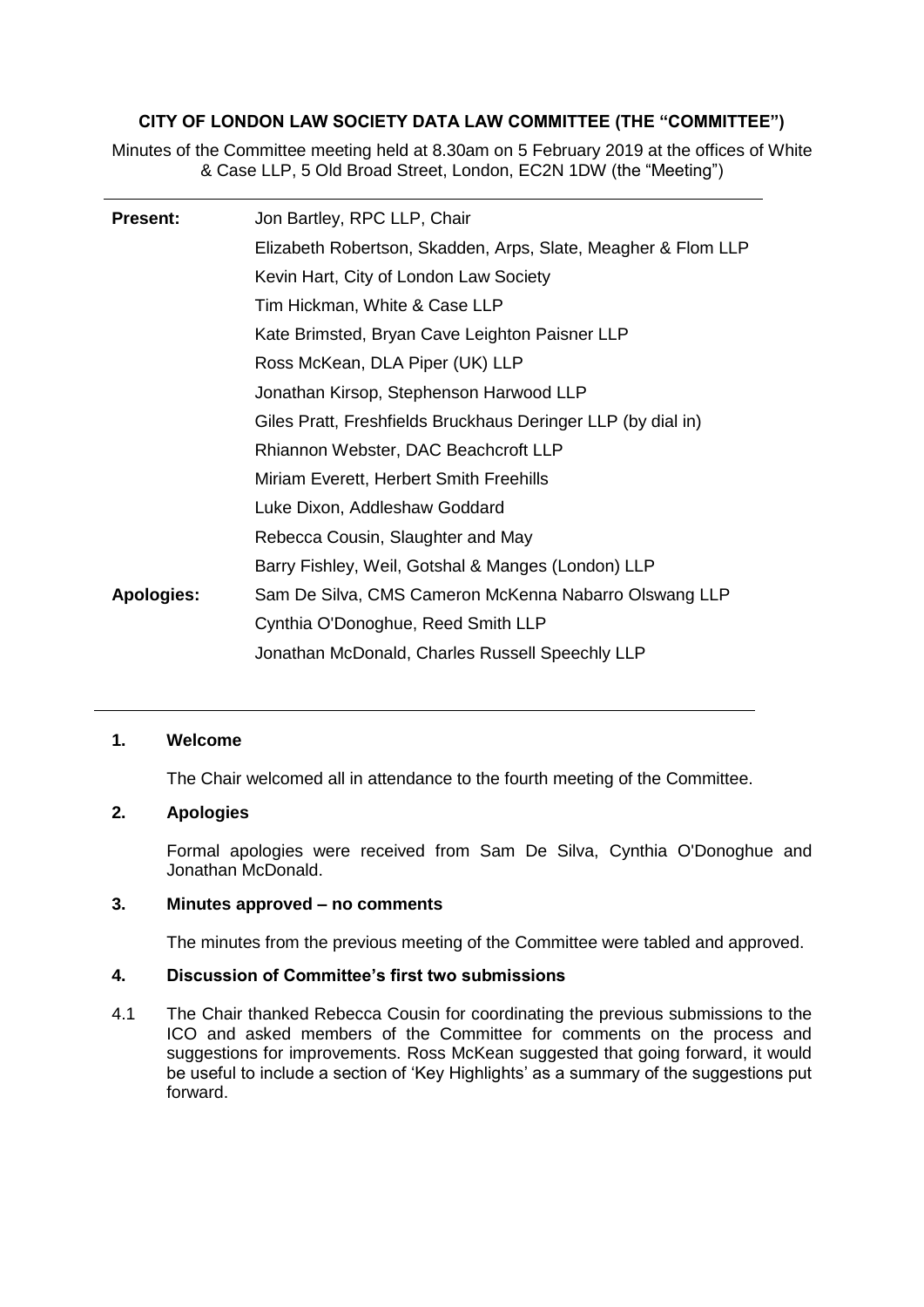**CITY OF LONDON LAW SOCIETY DATA LAW COMMITTEE (THE "COMMITTEE")**

Minutes of the Committee meeting held at 8.30am on 5 February 2019 at the offices of White & Case LLP, 5 Old Broad Street, London, EC2N 1DW (the "Meeting")

| | |
|---|---|
| **Present:** | Jon Bartley, RPC LLP, Chair |
| | Elizabeth Robertson, Skadden, Arps, Slate, Meagher & Flom LLP |
| | Kevin Hart, City of London Law Society |
| | Tim Hickman, White & Case LLP |
| | Kate Brimsted, Bryan Cave Leighton Paisner LLP |
| | Ross McKean, DLA Piper (UK) LLP |
| | Jonathan Kirsop, Stephenson Harwood LLP |
| | Giles Pratt, Freshfields Bruckhaus Deringer LLP (by dial in) |
| | Rhiannon Webster, DAC Beachcroft LLP |
| | Miriam Everett, Herbert Smith Freehills |
| | Luke Dixon, Addleshaw Goddard |
| | Rebecca Cousin, Slaughter and May |
| | Barry Fishley, Weil, Gotshal & Manges (London) LLP |
| **Apologies:** | Sam De Silva, CMS Cameron McKenna Nabarro Olswang LLP |
| | Cynthia O'Donoghue, Reed Smith LLP |
| | Jonathan McDonald, Charles Russell Speechly LLP |

**1. Welcome**

The Chair welcomed all in attendance to the fourth meeting of the Committee.

**2. Apologies**

Formal apologies were received from Sam De Silva, Cynthia O'Donoghue and Jonathan McDonald.

**3. Minutes approved – no comments**

The minutes from the previous meeting of the Committee were tabled and approved.

**4. Discussion of Committee's first two submissions**

4.1 The Chair thanked Rebecca Cousin for coordinating the previous submissions to the ICO and asked members of the Committee for comments on the process and suggestions for improvements. Ross McKean suggested that going forward, it would be useful to include a section of 'Key Highlights' as a summary of the suggestions put forward.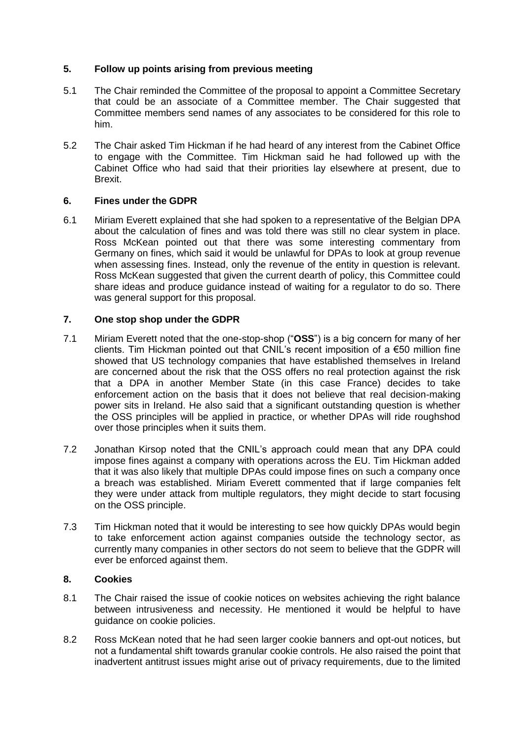## 5. Follow up points arising from previous meeting

5.1 The Chair reminded the Committee of the proposal to appoint a Committee Secretary that could be an associate of a Committee member. The Chair suggested that Committee members send names of any associates to be considered for this role to him.

5.2 The Chair asked Tim Hickman if he had heard of any interest from the Cabinet Office to engage with the Committee. Tim Hickman said he had followed up with the Cabinet Office who had said that their priorities lay elsewhere at present, due to Brexit.

## 6. Fines under the GDPR

6.1 Miriam Everett explained that she had spoken to a representative of the Belgian DPA about the calculation of fines and was told there was still no clear system in place. Ross McKean pointed out that there was some interesting commentary from Germany on fines, which said it would be unlawful for DPAs to look at group revenue when assessing fines. Instead, only the revenue of the entity in question is relevant. Ross McKean suggested that given the current dearth of policy, this Committee could share ideas and produce guidance instead of waiting for a regulator to do so. There was general support for this proposal.

## 7. One stop shop under the GDPR

7.1 Miriam Everett noted that the one-stop-shop ("**OSS**") is a big concern for many of her clients. Tim Hickman pointed out that CNIL's recent imposition of a €50 million fine showed that US technology companies that have established themselves in Ireland are concerned about the risk that the OSS offers no real protection against the risk that a DPA in another Member State (in this case France) decides to take enforcement action on the basis that it does not believe that real decision-making power sits in Ireland. He also said that a significant outstanding question is whether the OSS principles will be applied in practice, or whether DPAs will ride roughshod over those principles when it suits them.

7.2 Jonathan Kirsop noted that the CNIL's approach could mean that any DPA could impose fines against a company with operations across the EU. Tim Hickman added that it was also likely that multiple DPAs could impose fines on such a company once a breach was established. Miriam Everett commented that if large companies felt they were under attack from multiple regulators, they might decide to start focusing on the OSS principle.

7.3 Tim Hickman noted that it would be interesting to see how quickly DPAs would begin to take enforcement action against companies outside the technology sector, as currently many companies in other sectors do not seem to believe that the GDPR will ever be enforced against them.

## 8. Cookies

8.1 The Chair raised the issue of cookie notices on websites achieving the right balance between intrusiveness and necessity. He mentioned it would be helpful to have guidance on cookie policies.

8.2 Ross McKean noted that he had seen larger cookie banners and opt-out notices, but not a fundamental shift towards granular cookie controls. He also raised the point that inadvertent antitrust issues might arise out of privacy requirements, due to the limited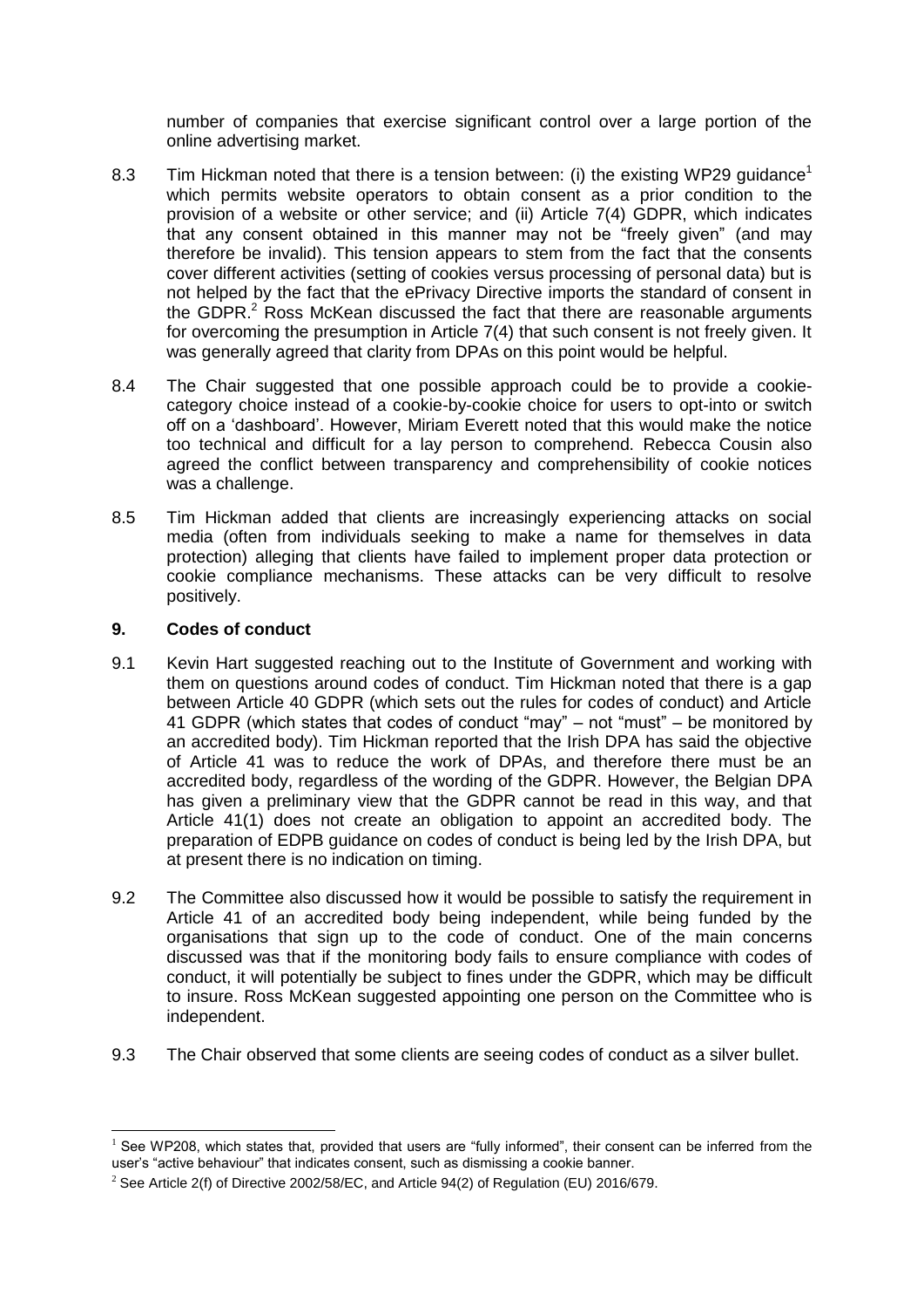number of companies that exercise significant control over a large portion of the online advertising market.

8.3 Tim Hickman noted that there is a tension between: (i) the existing WP29 guidance[1] which permits website operators to obtain consent as a prior condition to the provision of a website or other service; and (ii) Article 7(4) GDPR, which indicates that any consent obtained in this manner may not be "freely given" (and may therefore be invalid). This tension appears to stem from the fact that the consents cover different activities (setting of cookies versus processing of personal data) but is not helped by the fact that the ePrivacy Directive imports the standard of consent in the GDPR.[2] Ross McKean discussed the fact that there are reasonable arguments for overcoming the presumption in Article 7(4) that such consent is not freely given. It was generally agreed that clarity from DPAs on this point would be helpful.

8.4 The Chair suggested that one possible approach could be to provide a cookie-category choice instead of a cookie-by-cookie choice for users to opt-into or switch off on a 'dashboard'. However, Miriam Everett noted that this would make the notice too technical and difficult for a lay person to comprehend. Rebecca Cousin also agreed the conflict between transparency and comprehensibility of cookie notices was a challenge.

8.5 Tim Hickman added that clients are increasingly experiencing attacks on social media (often from individuals seeking to make a name for themselves in data protection) alleging that clients have failed to implement proper data protection or cookie compliance mechanisms. These attacks can be very difficult to resolve positively.

## 9. Codes of conduct

9.1 Kevin Hart suggested reaching out to the Institute of Government and working with them on questions around codes of conduct. Tim Hickman noted that there is a gap between Article 40 GDPR (which sets out the rules for codes of conduct) and Article 41 GDPR (which states that codes of conduct "may" – not "must" – be monitored by an accredited body). Tim Hickman reported that the Irish DPA has said the objective of Article 41 was to reduce the work of DPAs, and therefore there must be an accredited body, regardless of the wording of the GDPR. However, the Belgian DPA has given a preliminary view that the GDPR cannot be read in this way, and that Article 41(1) does not create an obligation to appoint an accredited body. The preparation of EDPB guidance on codes of conduct is being led by the Irish DPA, but at present there is no indication on timing.

9.2 The Committee also discussed how it would be possible to satisfy the requirement in Article 41 of an accredited body being independent, while being funded by the organisations that sign up to the code of conduct. One of the main concerns discussed was that if the monitoring body fails to ensure compliance with codes of conduct, it will potentially be subject to fines under the GDPR, which may be difficult to insure. Ross McKean suggested appointing one person on the Committee who is independent.

9.3 The Chair observed that some clients are seeing codes of conduct as a silver bullet.

---

[1] See WP208, which states that, provided that users are "fully informed", their consent can be inferred from the user's "active behaviour" that indicates consent, such as dismissing a cookie banner.

[2] See Article 2(f) of Directive 2002/58/EC, and Article 94(2) of Regulation (EU) 2016/679.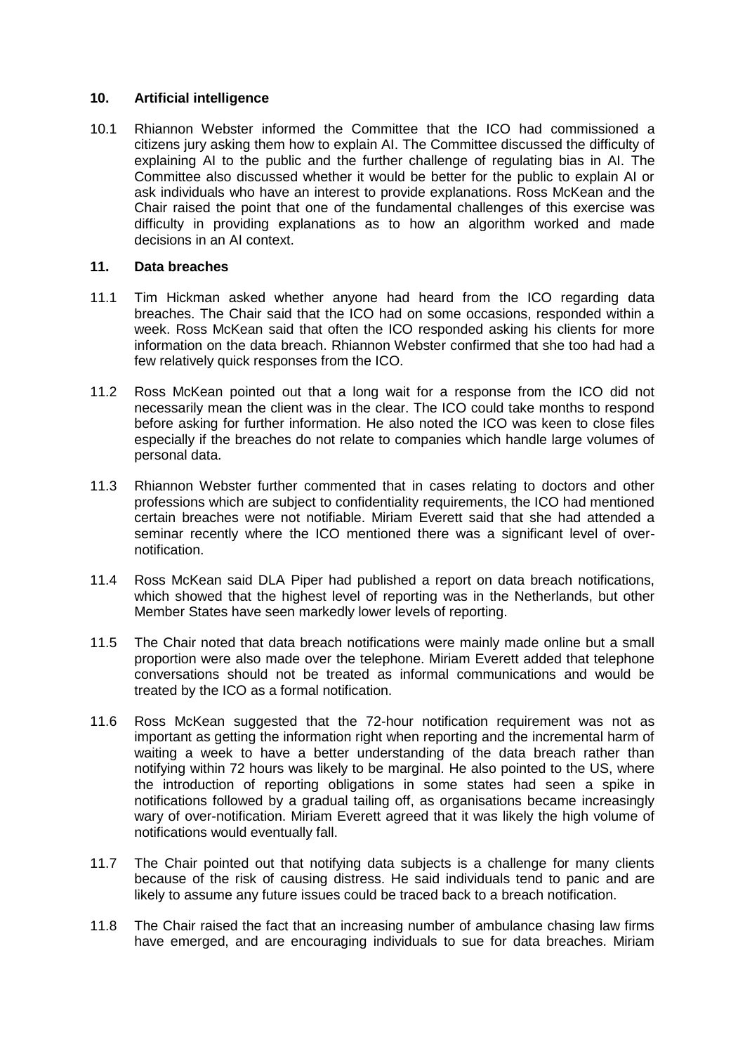## 10. Artificial intelligence

10.1 Rhiannon Webster informed the Committee that the ICO had commissioned a citizens jury asking them how to explain AI. The Committee discussed the difficulty of explaining AI to the public and the further challenge of regulating bias in AI. The Committee also discussed whether it would be better for the public to explain AI or ask individuals who have an interest to provide explanations. Ross McKean and the Chair raised the point that one of the fundamental challenges of this exercise was difficulty in providing explanations as to how an algorithm worked and made decisions in an AI context.

## 11. Data breaches

11.1 Tim Hickman asked whether anyone had heard from the ICO regarding data breaches. The Chair said that the ICO had on some occasions, responded within a week. Ross McKean said that often the ICO responded asking his clients for more information on the data breach. Rhiannon Webster confirmed that she too had had a few relatively quick responses from the ICO.

11.2 Ross McKean pointed out that a long wait for a response from the ICO did not necessarily mean the client was in the clear. The ICO could take months to respond before asking for further information. He also noted the ICO was keen to close files especially if the breaches do not relate to companies which handle large volumes of personal data.

11.3 Rhiannon Webster further commented that in cases relating to doctors and other professions which are subject to confidentiality requirements, the ICO had mentioned certain breaches were not notifiable. Miriam Everett said that she had attended a seminar recently where the ICO mentioned there was a significant level of over-notification.

11.4 Ross McKean said DLA Piper had published a report on data breach notifications, which showed that the highest level of reporting was in the Netherlands, but other Member States have seen markedly lower levels of reporting.

11.5 The Chair noted that data breach notifications were mainly made online but a small proportion were also made over the telephone. Miriam Everett added that telephone conversations should not be treated as informal communications and would be treated by the ICO as a formal notification.

11.6 Ross McKean suggested that the 72-hour notification requirement was not as important as getting the information right when reporting and the incremental harm of waiting a week to have a better understanding of the data breach rather than notifying within 72 hours was likely to be marginal. He also pointed to the US, where the introduction of reporting obligations in some states had seen a spike in notifications followed by a gradual tailing off, as organisations became increasingly wary of over-notification. Miriam Everett agreed that it was likely the high volume of notifications would eventually fall.

11.7 The Chair pointed out that notifying data subjects is a challenge for many clients because of the risk of causing distress. He said individuals tend to panic and are likely to assume any future issues could be traced back to a breach notification.

11.8 The Chair raised the fact that an increasing number of ambulance chasing law firms have emerged, and are encouraging individuals to sue for data breaches. Miriam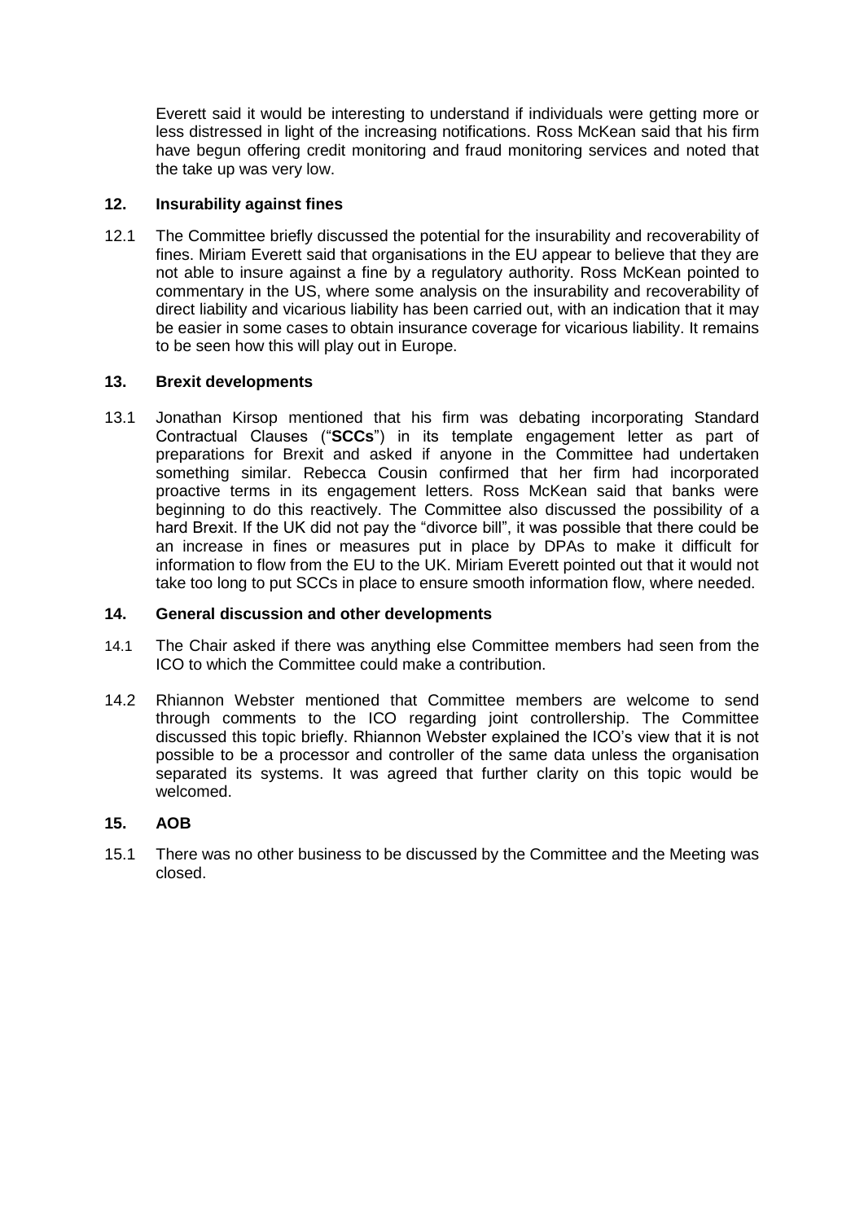Everett said it would be interesting to understand if individuals were getting more or less distressed in light of the increasing notifications. Ross McKean said that his firm have begun offering credit monitoring and fraud monitoring services and noted that the take up was very low.

## 12. Insurability against fines

12.1 The Committee briefly discussed the potential for the insurability and recoverability of fines. Miriam Everett said that organisations in the EU appear to believe that they are not able to insure against a fine by a regulatory authority. Ross McKean pointed to commentary in the US, where some analysis on the insurability and recoverability of direct liability and vicarious liability has been carried out, with an indication that it may be easier in some cases to obtain insurance coverage for vicarious liability. It remains to be seen how this will play out in Europe.

## 13. Brexit developments

13.1 Jonathan Kirsop mentioned that his firm was debating incorporating Standard Contractual Clauses ("**SCCs**") in its template engagement letter as part of preparations for Brexit and asked if anyone in the Committee had undertaken something similar. Rebecca Cousin confirmed that her firm had incorporated proactive terms in its engagement letters. Ross McKean said that banks were beginning to do this reactively. The Committee also discussed the possibility of a hard Brexit. If the UK did not pay the "divorce bill", it was possible that there could be an increase in fines or measures put in place by DPAs to make it difficult for information to flow from the EU to the UK. Miriam Everett pointed out that it would not take too long to put SCCs in place to ensure smooth information flow, where needed.

## 14. General discussion and other developments

14.1 The Chair asked if there was anything else Committee members had seen from the ICO to which the Committee could make a contribution.

14.2 Rhiannon Webster mentioned that Committee members are welcome to send through comments to the ICO regarding joint controllership. The Committee discussed this topic briefly. Rhiannon Webster explained the ICO's view that it is not possible to be a processor and controller of the same data unless the organisation separated its systems. It was agreed that further clarity on this topic would be welcomed.

## 15. AOB

15.1 There was no other business to be discussed by the Committee and the Meeting was closed.